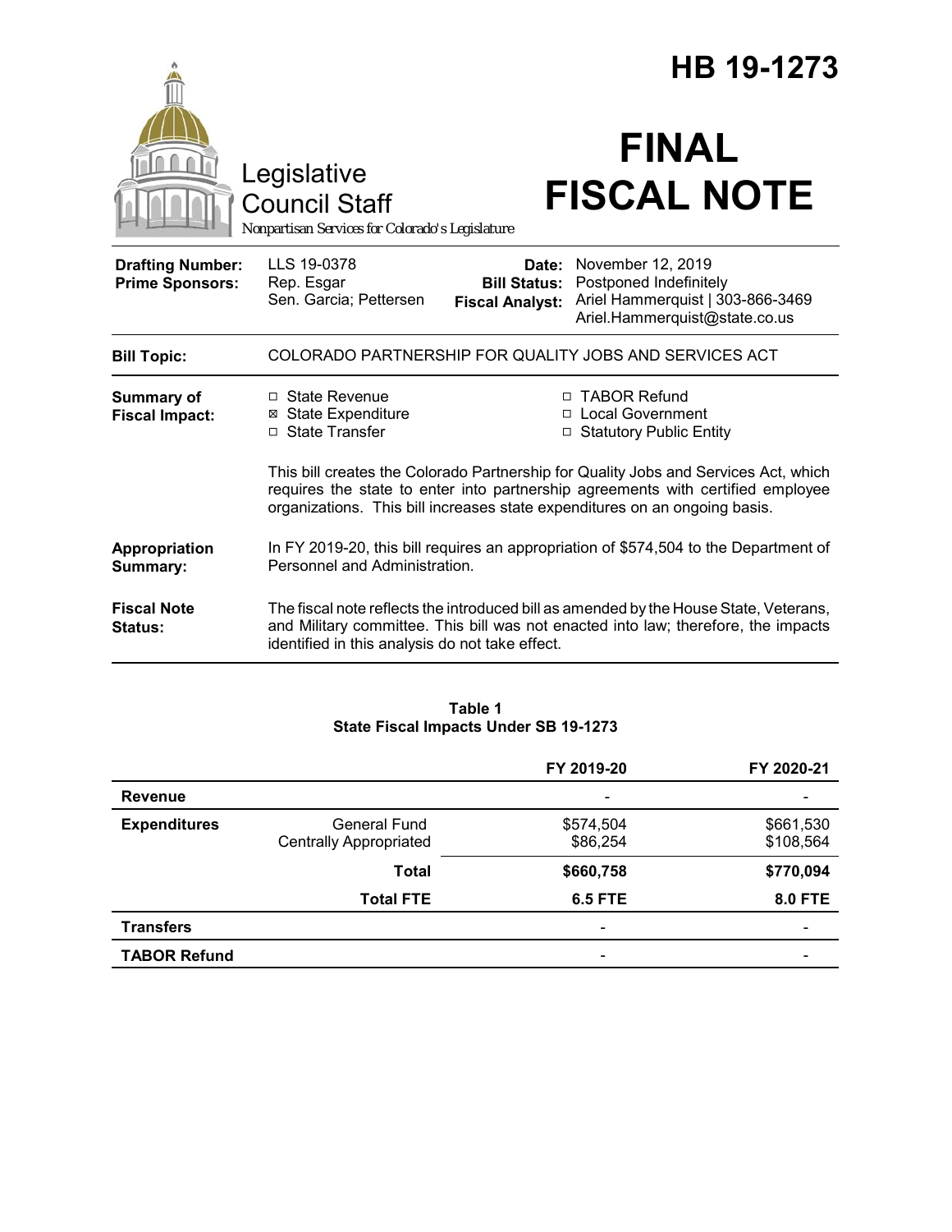# HB 19-1273

Legislative Council Staff
*Nonpartisan Services for Colorado's Legislature*

# FINAL FISCAL NOTE

| | | | |
|---|---|---|---|
| **Drafting Number:** | LLS 19-0378 | **Date:** | November 12, 2019 |
| **Prime Sponsors:** | Rep. Esgar<br>Sen. Garcia; Pettersen | **Bill Status:** | Postponed Indefinitely |
| | | **Fiscal Analyst:** | Ariel Hammerquist \| 303-866-3469<br>Ariel.Hammerquist@state.co.us |

**Bill Topic:** COLORADO PARTNERSHIP FOR QUALITY JOBS AND SERVICES ACT

**Summary of Fiscal Impact:**

- ☐ State Revenue
- ☒ State Expenditure
- ☐ State Transfer
- ☐ TABOR Refund
- ☐ Local Government
- ☐ Statutory Public Entity

This bill creates the Colorado Partnership for Quality Jobs and Services Act, which requires the state to enter into partnership agreements with certified employee organizations. This bill increases state expenditures on an ongoing basis.

**Appropriation Summary:** In FY 2019-20, this bill requires an appropriation of $574,504 to the Department of Personnel and Administration.

**Fiscal Note Status:** The fiscal note reflects the introduced bill as amended by the House State, Veterans, and Military committee. This bill was not enacted into law; therefore, the impacts identified in this analysis do not take effect.

**Table 1**
**State Fiscal Impacts Under SB 19-1273**

| | | FY 2019-20 | FY 2020-21 |
|---|---|---|---|
| **Revenue** | | - | - |
| **Expenditures** | General Fund | $574,504 | $661,530 |
| | Centrally Appropriated | $86,254 | $108,564 |
| | **Total** | **$660,758** | **$770,094** |
| | **Total FTE** | **6.5 FTE** | **8.0 FTE** |
| **Transfers** | | - | - |
| **TABOR Refund** | | - | - |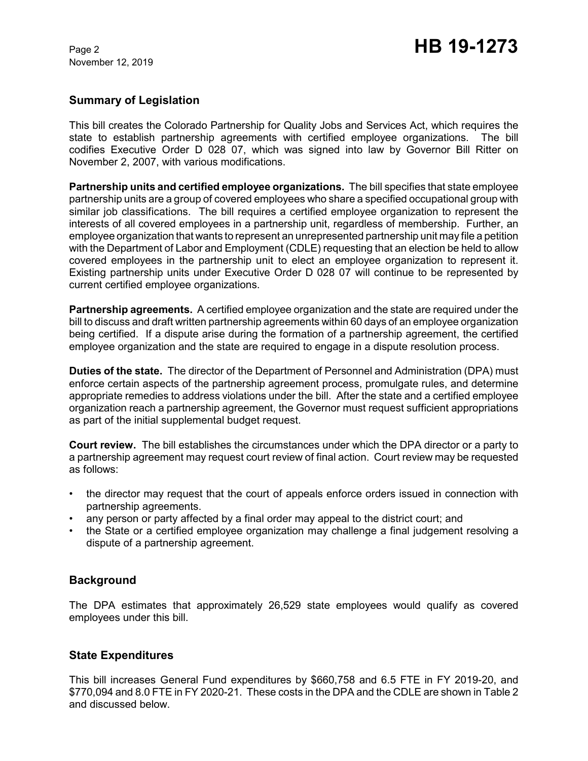## Summary of Legislation

This bill creates the Colorado Partnership for Quality Jobs and Services Act, which requires the state to establish partnership agreements with certified employee organizations. The bill codifies Executive Order D 028 07, which was signed into law by Governor Bill Ritter on November 2, 2007, with various modifications.

**Partnership units and certified employee organizations.** The bill specifies that state employee partnership units are a group of covered employees who share a specified occupational group with similar job classifications. The bill requires a certified employee organization to represent the interests of all covered employees in a partnership unit, regardless of membership. Further, an employee organization that wants to represent an unrepresented partnership unit may file a petition with the Department of Labor and Employment (CDLE) requesting that an election be held to allow covered employees in the partnership unit to elect an employee organization to represent it. Existing partnership units under Executive Order D 028 07 will continue to be represented by current certified employee organizations.

**Partnership agreements.** A certified employee organization and the state are required under the bill to discuss and draft written partnership agreements within 60 days of an employee organization being certified. If a dispute arise during the formation of a partnership agreement, the certified employee organization and the state are required to engage in a dispute resolution process.

**Duties of the state.** The director of the Department of Personnel and Administration (DPA) must enforce certain aspects of the partnership agreement process, promulgate rules, and determine appropriate remedies to address violations under the bill. After the state and a certified employee organization reach a partnership agreement, the Governor must request sufficient appropriations as part of the initial supplemental budget request.

**Court review.** The bill establishes the circumstances under which the DPA director or a party to a partnership agreement may request court review of final action. Court review may be requested as follows:

- the director may request that the court of appeals enforce orders issued in connection with partnership agreements.
- any person or party affected by a final order may appeal to the district court; and
- the State or a certified employee organization may challenge a final judgement resolving a dispute of a partnership agreement.

## Background

The DPA estimates that approximately 26,529 state employees would qualify as covered employees under this bill.

## State Expenditures

This bill increases General Fund expenditures by $660,758 and 6.5 FTE in FY 2019-20, and $770,094 and 8.0 FTE in FY 2020-21. These costs in the DPA and the CDLE are shown in Table 2 and discussed below.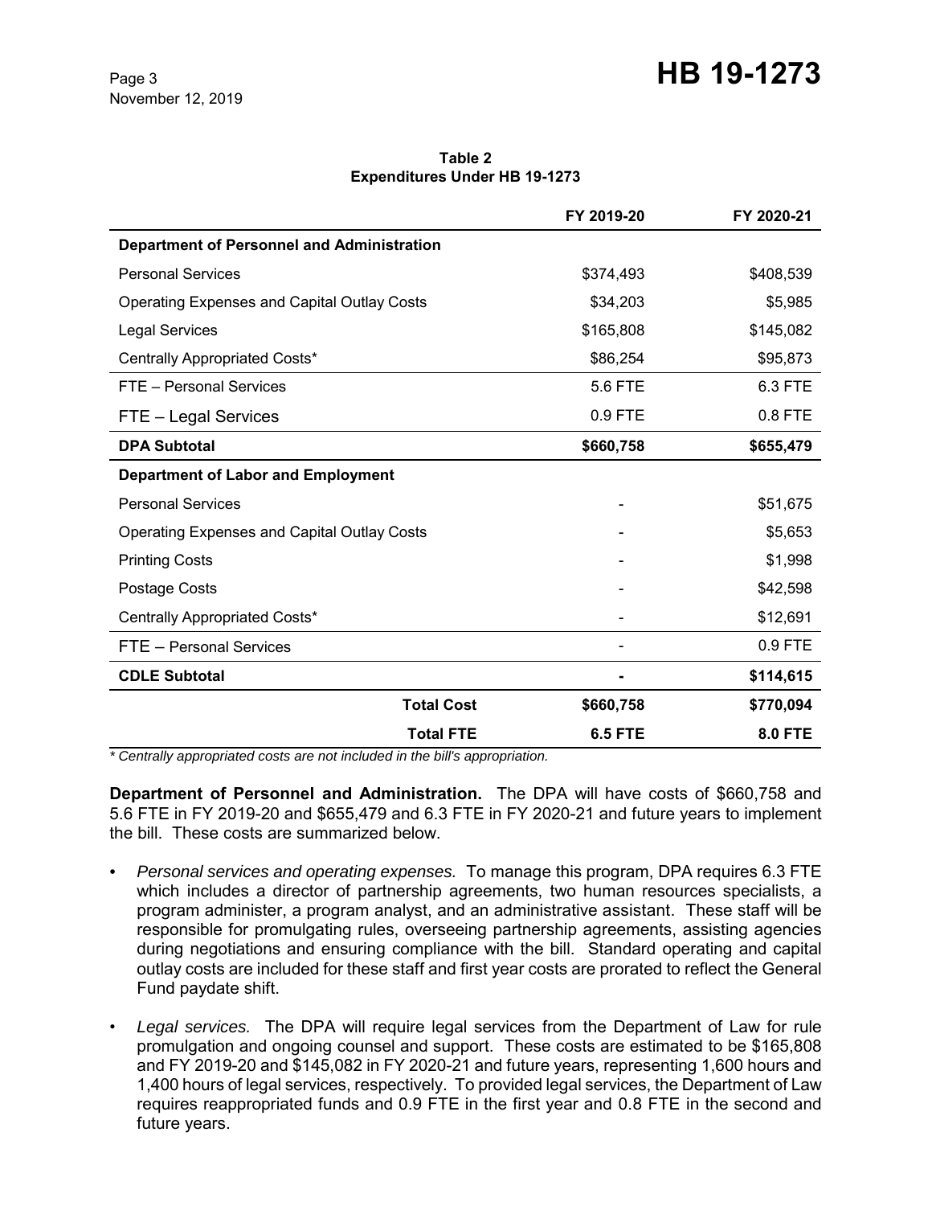**Table 2**
**Expenditures Under HB 19-1273**

| | FY 2019-20 | FY 2020-21 |
|---|---|---|
| **Department of Personnel and Administration** | | |
| Personal Services | $374,493 | $408,539 |
| Operating Expenses and Capital Outlay Costs | $34,203 | $5,985 |
| Legal Services | $165,808 | $145,082 |
| Centrally Appropriated Costs* | $86,254 | $95,873 |
| FTE – Personal Services | 5.6 FTE | 6.3 FTE |
| FTE – Legal Services | 0.9 FTE | 0.8 FTE |
| **DPA Subtotal** | **$660,758** | **$655,479** |
| **Department of Labor and Employment** | | |
| Personal Services | - | $51,675 |
| Operating Expenses and Capital Outlay Costs | - | $5,653 |
| Printing Costs | - | $1,998 |
| Postage Costs | - | $42,598 |
| Centrally Appropriated Costs* | - | $12,691 |
| FTE – Personal Services | - | 0.9 FTE |
| **CDLE Subtotal** | **-** | **$114,615** |
| **Total Cost** | **$660,758** | **$770,094** |
| **Total FTE** | **6.5 FTE** | **8.0 FTE** |

*\* Centrally appropriated costs are not included in the bill's appropriation.*

**Department of Personnel and Administration.** The DPA will have costs of $660,758 and 5.6 FTE in FY 2019-20 and $655,479 and 6.3 FTE in FY 2020-21 and future years to implement the bill. These costs are summarized below.

- *Personal services and operating expenses.* To manage this program, DPA requires 6.3 FTE which includes a director of partnership agreements, two human resources specialists, a program administer, a program analyst, and an administrative assistant. These staff will be responsible for promulgating rules, overseeing partnership agreements, assisting agencies during negotiations and ensuring compliance with the bill. Standard operating and capital outlay costs are included for these staff and first year costs are prorated to reflect the General Fund paydate shift.

- *Legal services.* The DPA will require legal services from the Department of Law for rule promulgation and ongoing counsel and support. These costs are estimated to be $165,808 and FY 2019-20 and $145,082 in FY 2020-21 and future years, representing 1,600 hours and 1,400 hours of legal services, respectively. To provided legal services, the Department of Law requires reappropriated funds and 0.9 FTE in the first year and 0.8 FTE in the second and future years.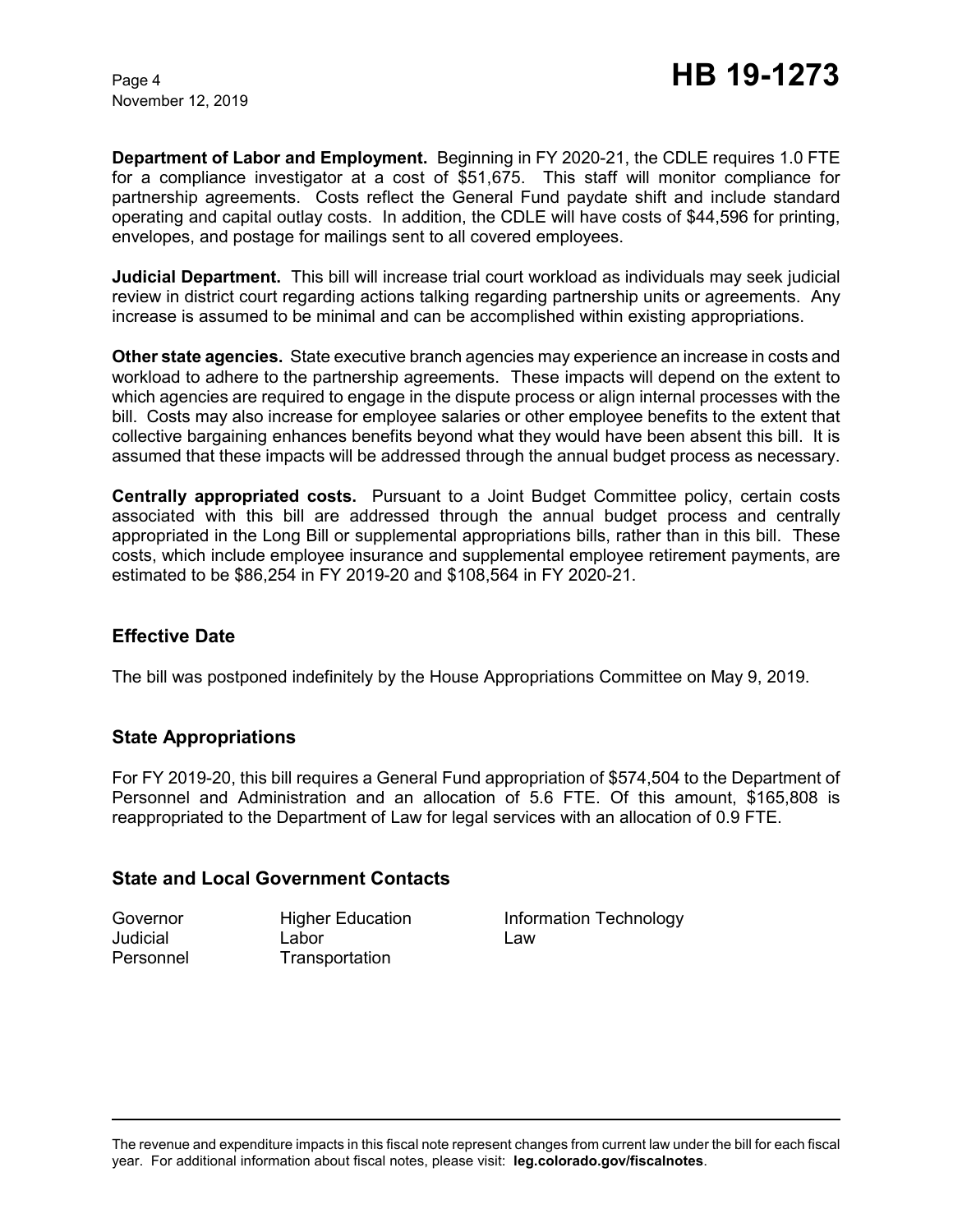**Department of Labor and Employment.** Beginning in FY 2020-21, the CDLE requires 1.0 FTE for a compliance investigator at a cost of $51,675. This staff will monitor compliance for partnership agreements. Costs reflect the General Fund paydate shift and include standard operating and capital outlay costs. In addition, the CDLE will have costs of $44,596 for printing, envelopes, and postage for mailings sent to all covered employees.

**Judicial Department.** This bill will increase trial court workload as individuals may seek judicial review in district court regarding actions talking regarding partnership units or agreements. Any increase is assumed to be minimal and can be accomplished within existing appropriations.

**Other state agencies.** State executive branch agencies may experience an increase in costs and workload to adhere to the partnership agreements. These impacts will depend on the extent to which agencies are required to engage in the dispute process or align internal processes with the bill. Costs may also increase for employee salaries or other employee benefits to the extent that collective bargaining enhances benefits beyond what they would have been absent this bill. It is assumed that these impacts will be addressed through the annual budget process as necessary.

**Centrally appropriated costs.** Pursuant to a Joint Budget Committee policy, certain costs associated with this bill are addressed through the annual budget process and centrally appropriated in the Long Bill or supplemental appropriations bills, rather than in this bill. These costs, which include employee insurance and supplemental employee retirement payments, are estimated to be $86,254 in FY 2019-20 and $108,564 in FY 2020-21.

## Effective Date

The bill was postponed indefinitely by the House Appropriations Committee on May 9, 2019.

## State Appropriations

For FY 2019-20, this bill requires a General Fund appropriation of $574,504 to the Department of Personnel and Administration and an allocation of 5.6 FTE. Of this amount, $165,808 is reappropriated to the Department of Law for legal services with an allocation of 0.9 FTE.

## State and Local Government Contacts

| | | |
|---|---|---|
| Governor | Higher Education | Information Technology |
| Judicial | Labor | Law |
| Personnel | Transportation | |

The revenue and expenditure impacts in this fiscal note represent changes from current law under the bill for each fiscal year. For additional information about fiscal notes, please visit: **leg.colorado.gov/fiscalnotes**.